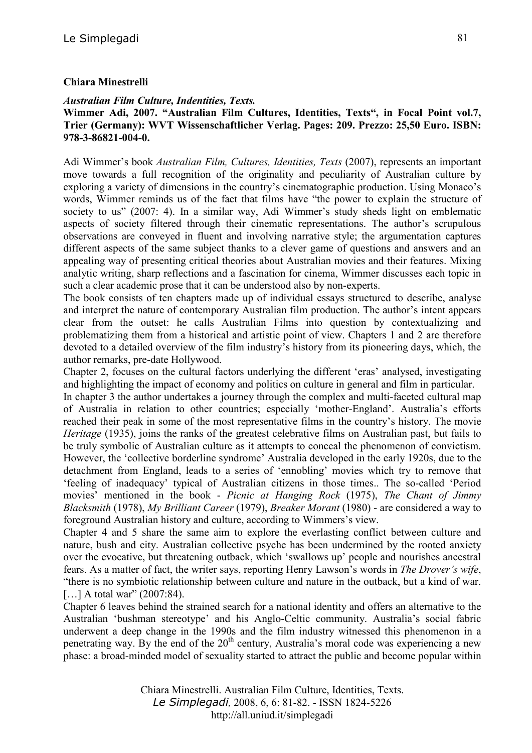**Chiara Minestrelli**

***Australian Film Culture, Indentities, Texts.***
**Wimmer Adi, 2007. "Australian Film Cultures, Identities, Texts", in Focal Point vol.7, Trier (Germany): WVT Wissenschaftlicher Verlag. Pages: 209. Prezzo: 25,50 Euro. ISBN: 978-3-86821-004-0.**

Adi Wimmer's book *Australian Film, Cultures, Identities, Texts* (2007), represents an important move towards a full recognition of the originality and peculiarity of Australian culture by exploring a variety of dimensions in the country's cinematographic production. Using Monaco's words, Wimmer reminds us of the fact that films have "the power to explain the structure of society to us" (2007: 4). In a similar way, Adi Wimmer's study sheds light on emblematic aspects of society filtered through their cinematic representations. The author's scrupulous observations are conveyed in fluent and involving narrative style; the argumentation captures different aspects of the same subject thanks to a clever game of questions and answers and an appealing way of presenting critical theories about Australian movies and their features. Mixing analytic writing, sharp reflections and a fascination for cinema, Wimmer discusses each topic in such a clear academic prose that it can be understood also by non-experts.

The book consists of ten chapters made up of individual essays structured to describe, analyse and interpret the nature of contemporary Australian film production. The author's intent appears clear from the outset: he calls Australian Films into question by contextualizing and problematizing them from a historical and artistic point of view. Chapters 1 and 2 are therefore devoted to a detailed overview of the film industry's history from its pioneering days, which, the author remarks, pre-date Hollywood.

Chapter 2, focuses on the cultural factors underlying the different 'eras' analysed, investigating and highlighting the impact of economy and politics on culture in general and film in particular.

In chapter 3 the author undertakes a journey through the complex and multi-faceted cultural map of Australia in relation to other countries; especially 'mother-England'. Australia's efforts reached their peak in some of the most representative films in the country's history. The movie *Heritage* (1935), joins the ranks of the greatest celebrative films on Australian past, but fails to be truly symbolic of Australian culture as it attempts to conceal the phenomenon of convictism. However, the 'collective borderline syndrome' Australia developed in the early 1920s, due to the detachment from England, leads to a series of 'ennobling' movies which try to remove that 'feeling of inadequacy' typical of Australian citizens in those times.. The so-called 'Period movies' mentioned in the book - *Picnic at Hanging Rock* (1975), *The Chant of Jimmy Blacksmith* (1978), *My Brilliant Career* (1979), *Breaker Morant* (1980) - are considered a way to foreground Australian history and culture, according to Wimmers's view.

Chapter 4 and 5 share the same aim to explore the everlasting conflict between culture and nature, bush and city. Australian collective psyche has been undermined by the rooted anxiety over the evocative, but threatening outback, which 'swallows up' people and nourishes ancestral fears. As a matter of fact, the writer says, reporting Henry Lawson's words in *The Drover's wife*, "there is no symbiotic relationship between culture and nature in the outback, but a kind of war. […] A total war" (2007:84).

Chapter 6 leaves behind the strained search for a national identity and offers an alternative to the Australian 'bushman stereotype' and his Anglo-Celtic community. Australia's social fabric underwent a deep change in the 1990s and the film industry witnessed this phenomenon in a penetrating way. By the end of the 20th century, Australia's moral code was experiencing a new phase: a broad-minded model of sexuality started to attract the public and become popular within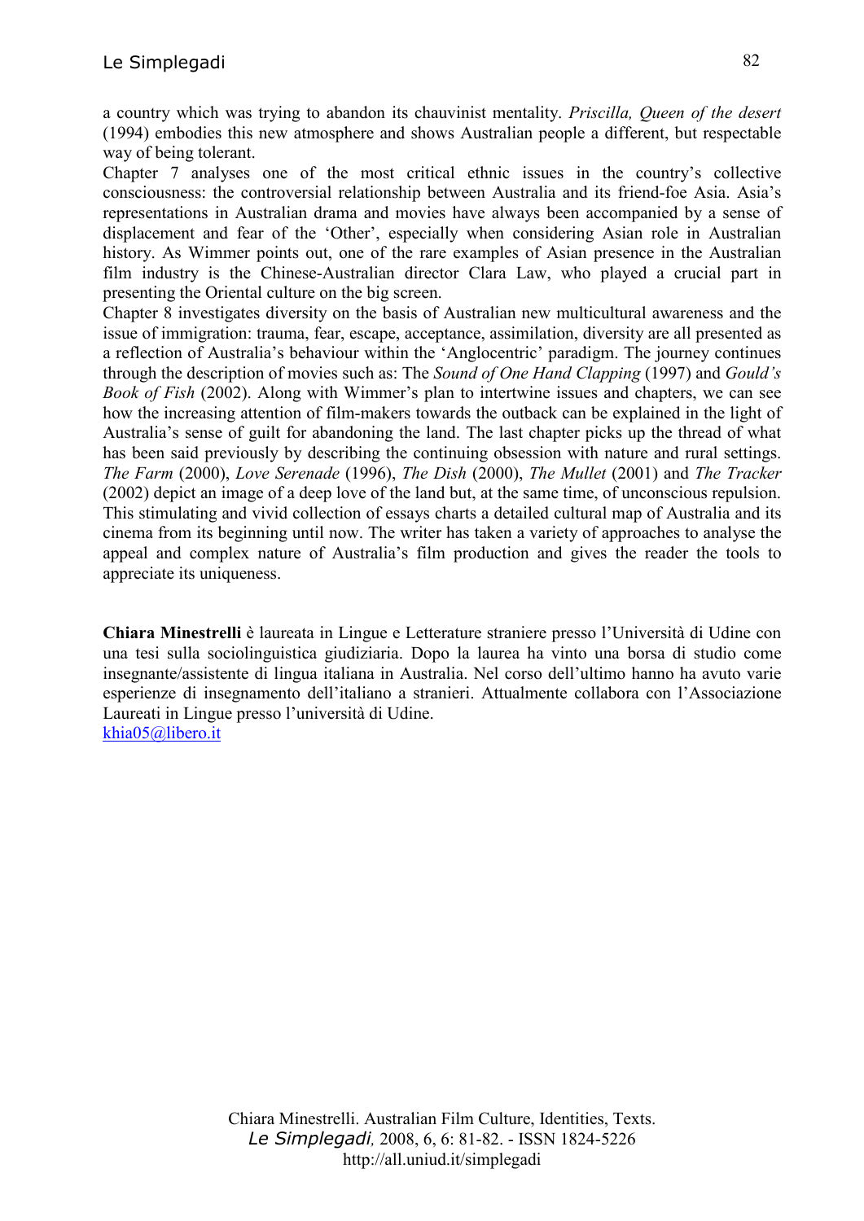a country which was trying to abandon its chauvinist mentality. *Priscilla, Queen of the desert* (1994) embodies this new atmosphere and shows Australian people a different, but respectable way of being tolerant.

Chapter 7 analyses one of the most critical ethnic issues in the country's collective consciousness: the controversial relationship between Australia and its friend-foe Asia. Asia's representations in Australian drama and movies have always been accompanied by a sense of displacement and fear of the 'Other', especially when considering Asian role in Australian history. As Wimmer points out, one of the rare examples of Asian presence in the Australian film industry is the Chinese-Australian director Clara Law, who played a crucial part in presenting the Oriental culture on the big screen.

Chapter 8 investigates diversity on the basis of Australian new multicultural awareness and the issue of immigration: trauma, fear, escape, acceptance, assimilation, diversity are all presented as a reflection of Australia's behaviour within the 'Anglocentric' paradigm. The journey continues through the description of movies such as: The *Sound of One Hand Clapping* (1997) and *Gould's Book of Fish* (2002). Along with Wimmer's plan to intertwine issues and chapters, we can see how the increasing attention of film-makers towards the outback can be explained in the light of Australia's sense of guilt for abandoning the land. The last chapter picks up the thread of what has been said previously by describing the continuing obsession with nature and rural settings. *The Farm* (2000), *Love Serenade* (1996), *The Dish* (2000), *The Mullet* (2001) and *The Tracker* (2002) depict an image of a deep love of the land but, at the same time, of unconscious repulsion.

This stimulating and vivid collection of essays charts a detailed cultural map of Australia and its cinema from its beginning until now. The writer has taken a variety of approaches to analyse the appeal and complex nature of Australia's film production and gives the reader the tools to appreciate its uniqueness.

**Chiara Minestrelli** è laureata in Lingue e Letterature straniere presso l'Università di Udine con una tesi sulla sociolinguistica giudiziaria. Dopo la laurea ha vinto una borsa di studio come insegnante/assistente di lingua italiana in Australia. Nel corso dell'ultimo hanno ha avuto varie esperienze di insegnamento dell'italiano a stranieri. Attualmente collabora con l'Associazione Laureati in Lingue presso l'università di Udine.
khia05@libero.it